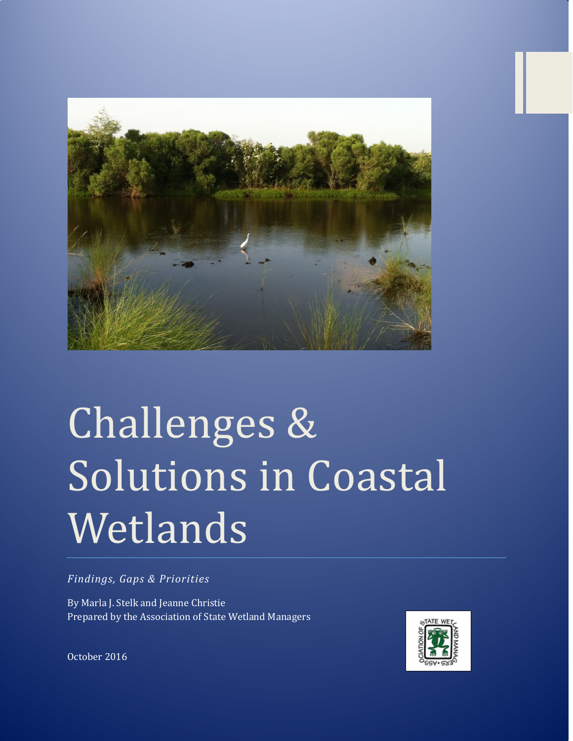# Challenges & Solutions in Coastal Wetlands

*Findings, Gaps & Priorities*

By Marla J. Stelk and Jeanne Christie
Prepared by the Association of State Wetland Managers

October 2016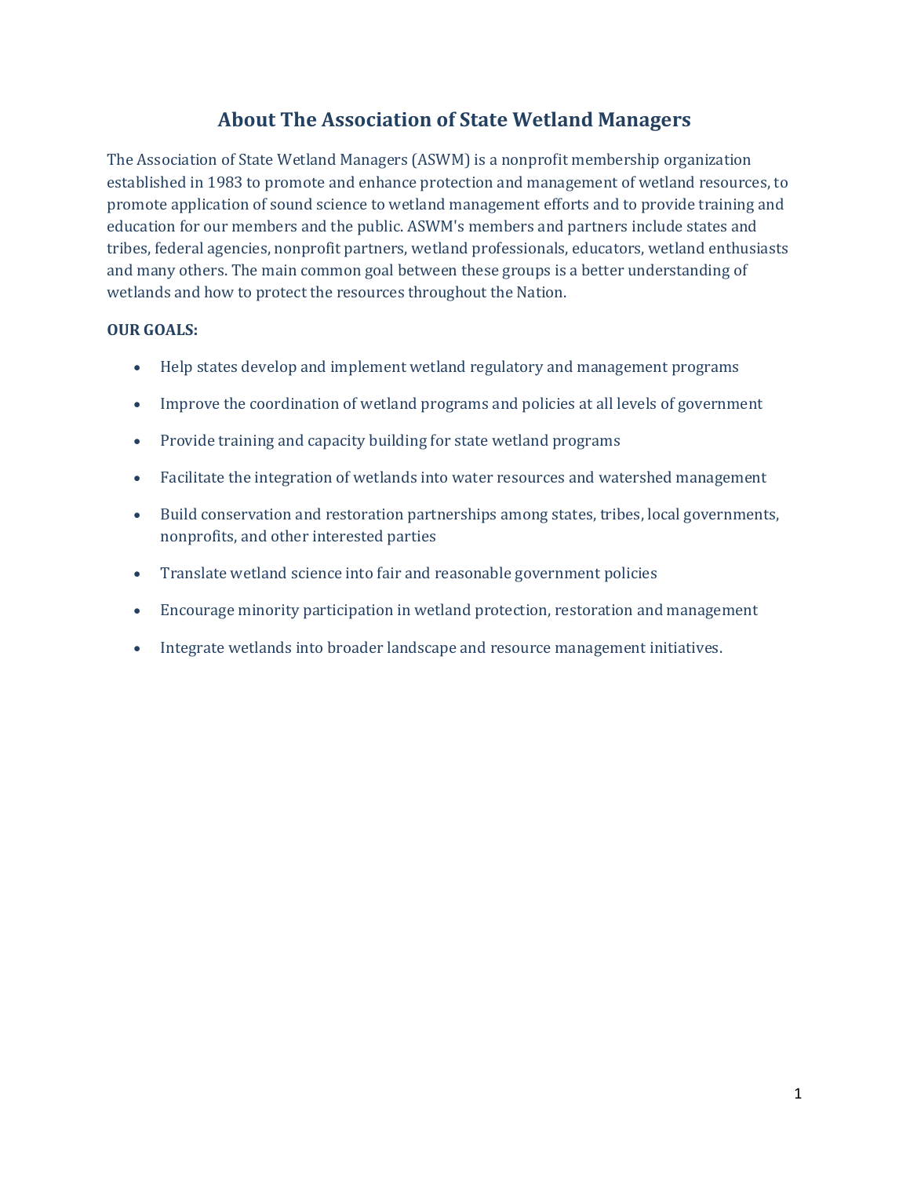# About The Association of State Wetland Managers

The Association of State Wetland Managers (ASWM) is a nonprofit membership organization established in 1983 to promote and enhance protection and management of wetland resources, to promote application of sound science to wetland management efforts and to provide training and education for our members and the public. ASWM's members and partners include states and tribes, federal agencies, nonprofit partners, wetland professionals, educators, wetland enthusiasts and many others. The main common goal between these groups is a better understanding of wetlands and how to protect the resources throughout the Nation.

**OUR GOALS:**

- Help states develop and implement wetland regulatory and management programs
- Improve the coordination of wetland programs and policies at all levels of government
- Provide training and capacity building for state wetland programs
- Facilitate the integration of wetlands into water resources and watershed management
- Build conservation and restoration partnerships among states, tribes, local governments, nonprofits, and other interested parties
- Translate wetland science into fair and reasonable government policies
- Encourage minority participation in wetland protection, restoration and management
- Integrate wetlands into broader landscape and resource management initiatives.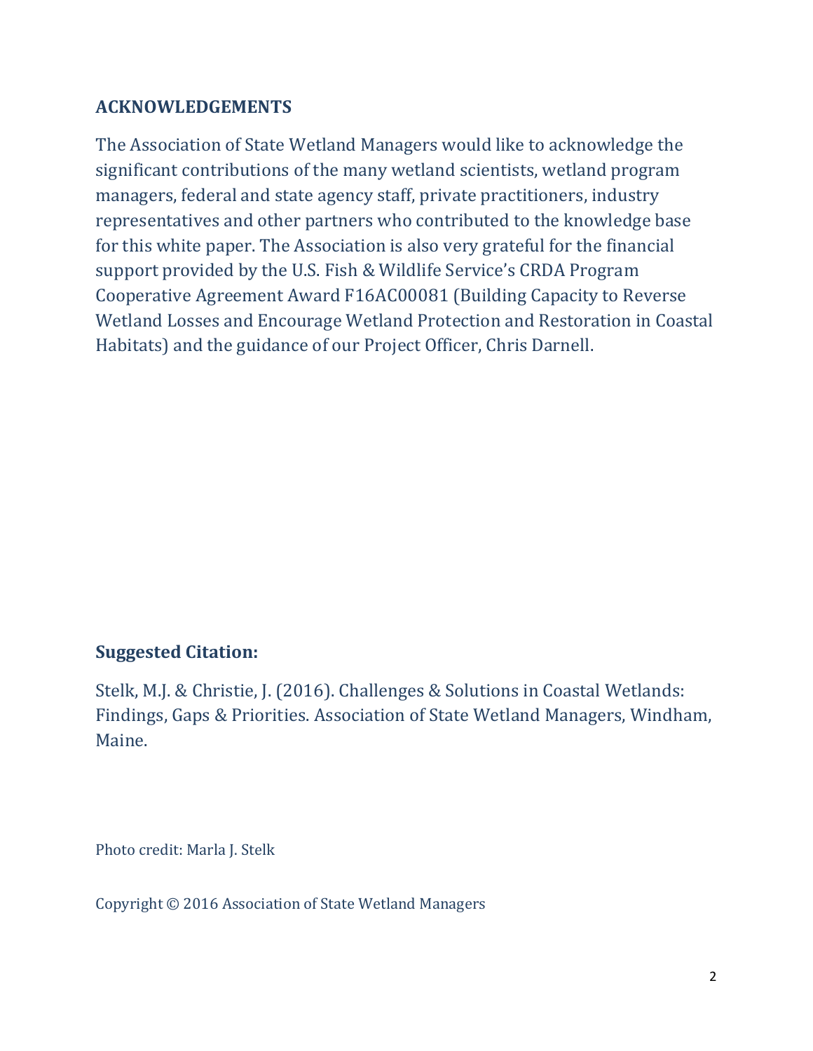## ACKNOWLEDGEMENTS

The Association of State Wetland Managers would like to acknowledge the significant contributions of the many wetland scientists, wetland program managers, federal and state agency staff, private practitioners, industry representatives and other partners who contributed to the knowledge base for this white paper. The Association is also very grateful for the financial support provided by the U.S. Fish & Wildlife Service's CRDA Program Cooperative Agreement Award F16AC00081 (Building Capacity to Reverse Wetland Losses and Encourage Wetland Protection and Restoration in Coastal Habitats) and the guidance of our Project Officer, Chris Darnell.

**Suggested Citation:**

Stelk, M.J. & Christie, J. (2016). Challenges & Solutions in Coastal Wetlands: Findings, Gaps & Priorities. Association of State Wetland Managers, Windham, Maine.

Photo credit: Marla J. Stelk

Copyright © 2016 Association of State Wetland Managers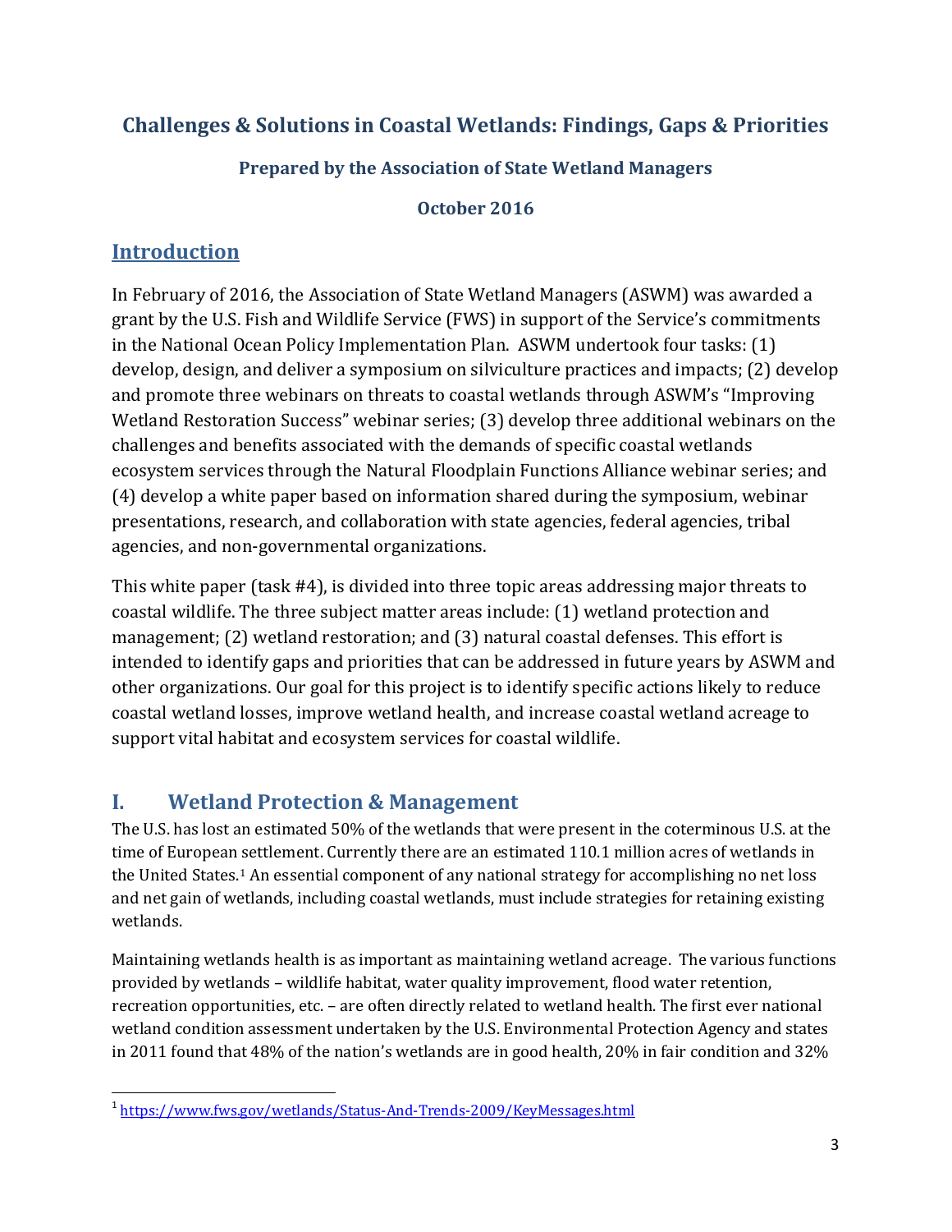## Challenges & Solutions in Coastal Wetlands: Findings, Gaps & Priorities

**Prepared by the Association of State Wetland Managers**

**October 2016**

## Introduction

In February of 2016, the Association of State Wetland Managers (ASWM) was awarded a grant by the U.S. Fish and Wildlife Service (FWS) in support of the Service's commitments in the National Ocean Policy Implementation Plan. ASWM undertook four tasks: (1) develop, design, and deliver a symposium on silviculture practices and impacts; (2) develop and promote three webinars on threats to coastal wetlands through ASWM's "Improving Wetland Restoration Success" webinar series; (3) develop three additional webinars on the challenges and benefits associated with the demands of specific coastal wetlands ecosystem services through the Natural Floodplain Functions Alliance webinar series; and (4) develop a white paper based on information shared during the symposium, webinar presentations, research, and collaboration with state agencies, federal agencies, tribal agencies, and non-governmental organizations.

This white paper (task #4), is divided into three topic areas addressing major threats to coastal wildlife. The three subject matter areas include: (1) wetland protection and management; (2) wetland restoration; and (3) natural coastal defenses. This effort is intended to identify gaps and priorities that can be addressed in future years by ASWM and other organizations. Our goal for this project is to identify specific actions likely to reduce coastal wetland losses, improve wetland health, and increase coastal wetland acreage to support vital habitat and ecosystem services for coastal wildlife.

## I. Wetland Protection & Management

The U.S. has lost an estimated 50% of the wetlands that were present in the coterminous U.S. at the time of European settlement. Currently there are an estimated 110.1 million acres of wetlands in the United States.[1] An essential component of any national strategy for accomplishing no net loss and net gain of wetlands, including coastal wetlands, must include strategies for retaining existing wetlands.

Maintaining wetlands health is as important as maintaining wetland acreage. The various functions provided by wetlands – wildlife habitat, water quality improvement, flood water retention, recreation opportunities, etc. – are often directly related to wetland health. The first ever national wetland condition assessment undertaken by the U.S. Environmental Protection Agency and states in 2011 found that 48% of the nation's wetlands are in good health, 20% in fair condition and 32%

[1] https://www.fws.gov/wetlands/Status-And-Trends-2009/KeyMessages.html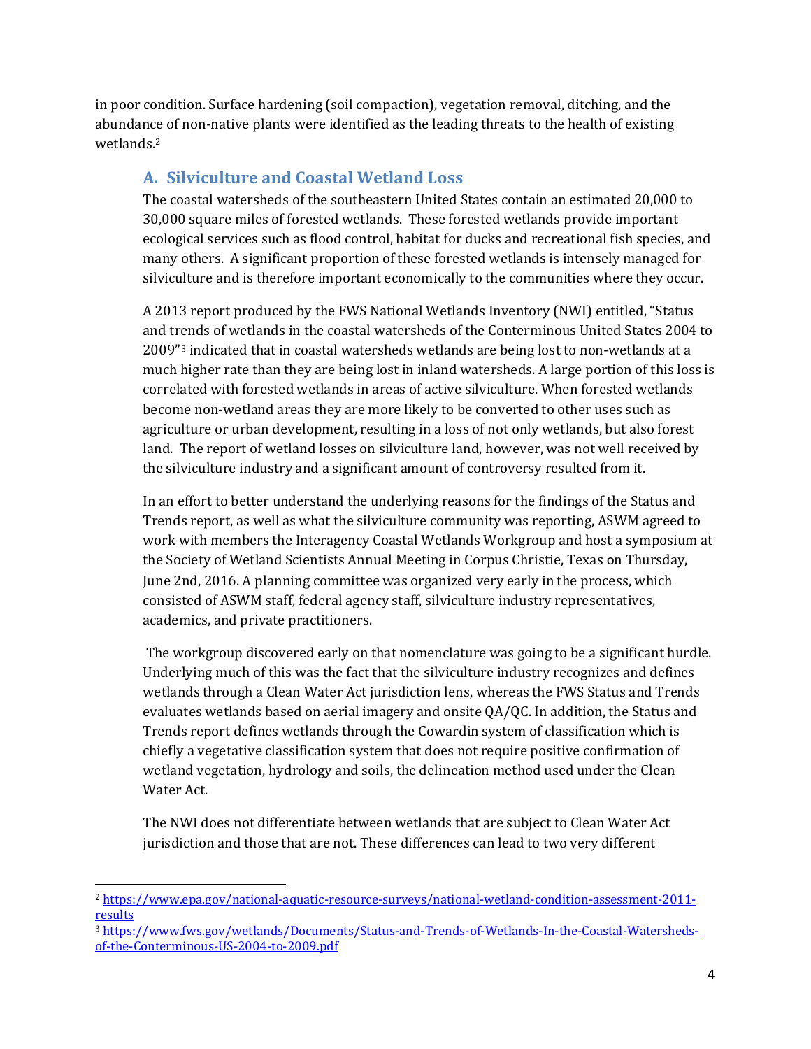in poor condition. Surface hardening (soil compaction), vegetation removal, ditching, and the abundance of non-native plants were identified as the leading threats to the health of existing wetlands.[2]

## A. Silviculture and Coastal Wetland Loss

The coastal watersheds of the southeastern United States contain an estimated 20,000 to 30,000 square miles of forested wetlands. These forested wetlands provide important ecological services such as flood control, habitat for ducks and recreational fish species, and many others. A significant proportion of these forested wetlands is intensely managed for silviculture and is therefore important economically to the communities where they occur.

A 2013 report produced by the FWS National Wetlands Inventory (NWI) entitled, "Status and trends of wetlands in the coastal watersheds of the Conterminous United States 2004 to 2009"[3] indicated that in coastal watersheds wetlands are being lost to non-wetlands at a much higher rate than they are being lost in inland watersheds. A large portion of this loss is correlated with forested wetlands in areas of active silviculture. When forested wetlands become non-wetland areas they are more likely to be converted to other uses such as agriculture or urban development, resulting in a loss of not only wetlands, but also forest land. The report of wetland losses on silviculture land, however, was not well received by the silviculture industry and a significant amount of controversy resulted from it.

In an effort to better understand the underlying reasons for the findings of the Status and Trends report, as well as what the silviculture community was reporting, ASWM agreed to work with members the Interagency Coastal Wetlands Workgroup and host a symposium at the Society of Wetland Scientists Annual Meeting in Corpus Christie, Texas on Thursday, June 2nd, 2016. A planning committee was organized very early in the process, which consisted of ASWM staff, federal agency staff, silviculture industry representatives, academics, and private practitioners.

The workgroup discovered early on that nomenclature was going to be a significant hurdle. Underlying much of this was the fact that the silviculture industry recognizes and defines wetlands through a Clean Water Act jurisdiction lens, whereas the FWS Status and Trends evaluates wetlands based on aerial imagery and onsite QA/QC. In addition, the Status and Trends report defines wetlands through the Cowardin system of classification which is chiefly a vegetative classification system that does not require positive confirmation of wetland vegetation, hydrology and soils, the delineation method used under the Clean Water Act.

The NWI does not differentiate between wetlands that are subject to Clean Water Act jurisdiction and those that are not. These differences can lead to two very different

---

[2] https://www.epa.gov/national-aquatic-resource-surveys/national-wetland-condition-assessment-2011-results

[3] https://www.fws.gov/wetlands/Documents/Status-and-Trends-of-Wetlands-In-the-Coastal-Watersheds-of-the-Conterminous-US-2004-to-2009.pdf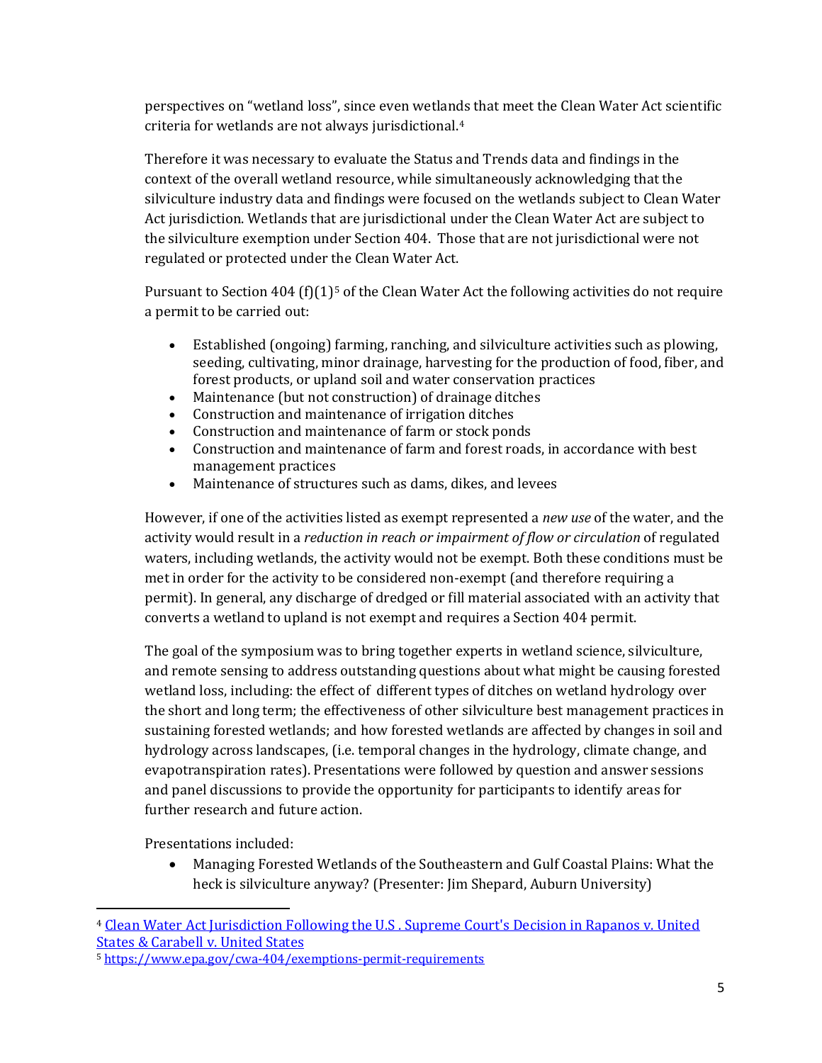perspectives on “wetland loss”, since even wetlands that meet the Clean Water Act scientific criteria for wetlands are not always jurisdictional.[4]

Therefore it was necessary to evaluate the Status and Trends data and findings in the context of the overall wetland resource, while simultaneously acknowledging that the silviculture industry data and findings were focused on the wetlands subject to Clean Water Act jurisdiction. Wetlands that are jurisdictional under the Clean Water Act are subject to the silviculture exemption under Section 404. Those that are not jurisdictional were not regulated or protected under the Clean Water Act.

Pursuant to Section 404 (f)(1)[5] of the Clean Water Act the following activities do not require a permit to be carried out:

- Established (ongoing) farming, ranching, and silviculture activities such as plowing, seeding, cultivating, minor drainage, harvesting for the production of food, fiber, and forest products, or upland soil and water conservation practices
- Maintenance (but not construction) of drainage ditches
- Construction and maintenance of irrigation ditches
- Construction and maintenance of farm or stock ponds
- Construction and maintenance of farm and forest roads, in accordance with best management practices
- Maintenance of structures such as dams, dikes, and levees

However, if one of the activities listed as exempt represented a *new use* of the water, and the activity would result in a *reduction in reach or impairment of flow or circulation* of regulated waters, including wetlands, the activity would not be exempt. Both these conditions must be met in order for the activity to be considered non-exempt (and therefore requiring a permit). In general, any discharge of dredged or fill material associated with an activity that converts a wetland to upland is not exempt and requires a Section 404 permit.

The goal of the symposium was to bring together experts in wetland science, silviculture, and remote sensing to address outstanding questions about what might be causing forested wetland loss, including: the effect of different types of ditches on wetland hydrology over the short and long term; the effectiveness of other silviculture best management practices in sustaining forested wetlands; and how forested wetlands are affected by changes in soil and hydrology across landscapes, (i.e. temporal changes in the hydrology, climate change, and evapotranspiration rates). Presentations were followed by question and answer sessions and panel discussions to provide the opportunity for participants to identify areas for further research and future action.

Presentations included:

- Managing Forested Wetlands of the Southeastern and Gulf Coastal Plains: What the heck is silviculture anyway? (Presenter: Jim Shepard, Auburn University)

---

[4] Clean Water Act Jurisdiction Following the U.S . Supreme Court's Decision in Rapanos v. United States & Carabell v. United States

[5] https://www.epa.gov/cwa-404/exemptions-permit-requirements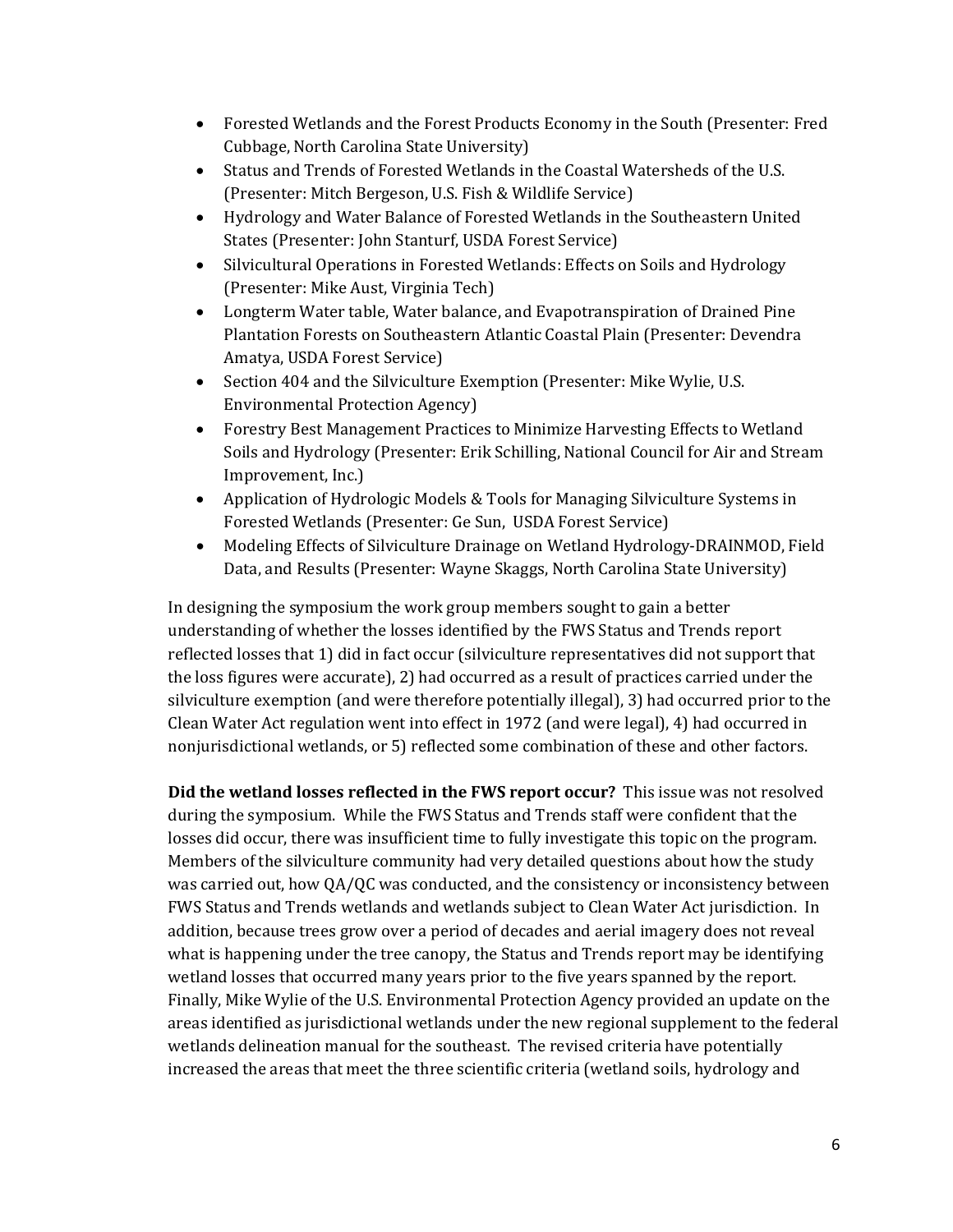- Forested Wetlands and the Forest Products Economy in the South (Presenter: Fred Cubbage, North Carolina State University)
- Status and Trends of Forested Wetlands in the Coastal Watersheds of the U.S. (Presenter: Mitch Bergeson, U.S. Fish & Wildlife Service)
- Hydrology and Water Balance of Forested Wetlands in the Southeastern United States (Presenter: John Stanturf, USDA Forest Service)
- Silvicultural Operations in Forested Wetlands: Effects on Soils and Hydrology (Presenter: Mike Aust, Virginia Tech)
- Longterm Water table, Water balance, and Evapotranspiration of Drained Pine Plantation Forests on Southeastern Atlantic Coastal Plain (Presenter: Devendra Amatya, USDA Forest Service)
- Section 404 and the Silviculture Exemption (Presenter: Mike Wylie, U.S. Environmental Protection Agency)
- Forestry Best Management Practices to Minimize Harvesting Effects to Wetland Soils and Hydrology (Presenter: Erik Schilling, National Council for Air and Stream Improvement, Inc.)
- Application of Hydrologic Models & Tools for Managing Silviculture Systems in Forested Wetlands (Presenter: Ge Sun, USDA Forest Service)
- Modeling Effects of Silviculture Drainage on Wetland Hydrology-DRAINMOD, Field Data, and Results (Presenter: Wayne Skaggs, North Carolina State University)

In designing the symposium the work group members sought to gain a better understanding of whether the losses identified by the FWS Status and Trends report reflected losses that 1) did in fact occur (silviculture representatives did not support that the loss figures were accurate), 2) had occurred as a result of practices carried under the silviculture exemption (and were therefore potentially illegal), 3) had occurred prior to the Clean Water Act regulation went into effect in 1972 (and were legal), 4) had occurred in nonjurisdictional wetlands, or 5) reflected some combination of these and other factors.

**Did the wetland losses reflected in the FWS report occur?** This issue was not resolved during the symposium. While the FWS Status and Trends staff were confident that the losses did occur, there was insufficient time to fully investigate this topic on the program. Members of the silviculture community had very detailed questions about how the study was carried out, how QA/QC was conducted, and the consistency or inconsistency between FWS Status and Trends wetlands and wetlands subject to Clean Water Act jurisdiction. In addition, because trees grow over a period of decades and aerial imagery does not reveal what is happening under the tree canopy, the Status and Trends report may be identifying wetland losses that occurred many years prior to the five years spanned by the report. Finally, Mike Wylie of the U.S. Environmental Protection Agency provided an update on the areas identified as jurisdictional wetlands under the new regional supplement to the federal wetlands delineation manual for the southeast. The revised criteria have potentially increased the areas that meet the three scientific criteria (wetland soils, hydrology and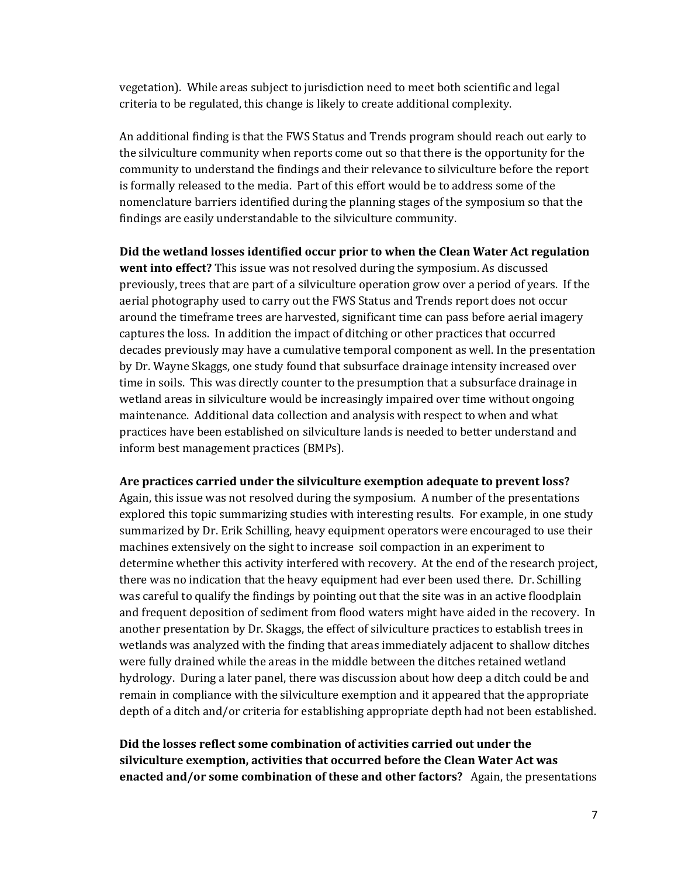vegetation). While areas subject to jurisdiction need to meet both scientific and legal criteria to be regulated, this change is likely to create additional complexity.

An additional finding is that the FWS Status and Trends program should reach out early to the silviculture community when reports come out so that there is the opportunity for the community to understand the findings and their relevance to silviculture before the report is formally released to the media. Part of this effort would be to address some of the nomenclature barriers identified during the planning stages of the symposium so that the findings are easily understandable to the silviculture community.

**Did the wetland losses identified occur prior to when the Clean Water Act regulation went into effect?** This issue was not resolved during the symposium. As discussed previously, trees that are part of a silviculture operation grow over a period of years. If the aerial photography used to carry out the FWS Status and Trends report does not occur around the timeframe trees are harvested, significant time can pass before aerial imagery captures the loss. In addition the impact of ditching or other practices that occurred decades previously may have a cumulative temporal component as well. In the presentation by Dr. Wayne Skaggs, one study found that subsurface drainage intensity increased over time in soils. This was directly counter to the presumption that a subsurface drainage in wetland areas in silviculture would be increasingly impaired over time without ongoing maintenance. Additional data collection and analysis with respect to when and what practices have been established on silviculture lands is needed to better understand and inform best management practices (BMPs).

**Are practices carried under the silviculture exemption adequate to prevent loss?** Again, this issue was not resolved during the symposium. A number of the presentations explored this topic summarizing studies with interesting results. For example, in one study summarized by Dr. Erik Schilling, heavy equipment operators were encouraged to use their machines extensively on the sight to increase soil compaction in an experiment to determine whether this activity interfered with recovery. At the end of the research project, there was no indication that the heavy equipment had ever been used there. Dr. Schilling was careful to qualify the findings by pointing out that the site was in an active floodplain and frequent deposition of sediment from flood waters might have aided in the recovery. In another presentation by Dr. Skaggs, the effect of silviculture practices to establish trees in wetlands was analyzed with the finding that areas immediately adjacent to shallow ditches were fully drained while the areas in the middle between the ditches retained wetland hydrology. During a later panel, there was discussion about how deep a ditch could be and remain in compliance with the silviculture exemption and it appeared that the appropriate depth of a ditch and/or criteria for establishing appropriate depth had not been established.

**Did the losses reflect some combination of activities carried out under the silviculture exemption, activities that occurred before the Clean Water Act was enacted and/or some combination of these and other factors?** Again, the presentations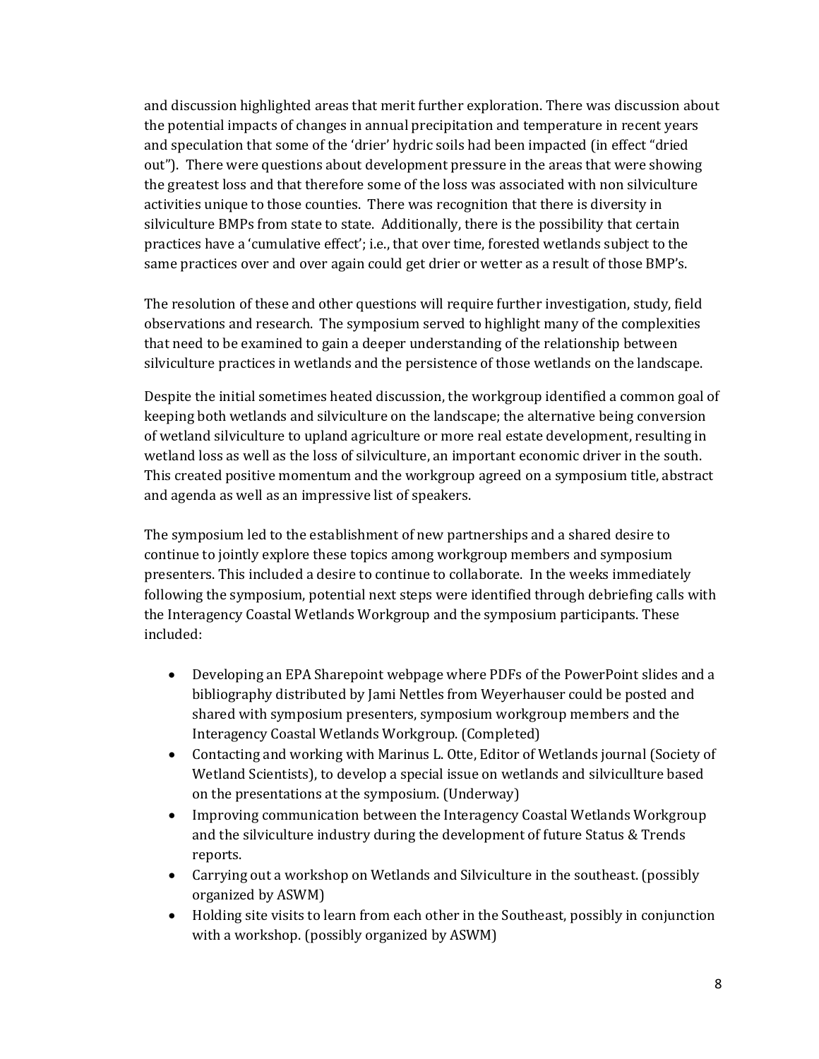and discussion highlighted areas that merit further exploration. There was discussion about the potential impacts of changes in annual precipitation and temperature in recent years and speculation that some of the 'drier' hydric soils had been impacted (in effect "dried out"). There were questions about development pressure in the areas that were showing the greatest loss and that therefore some of the loss was associated with non silviculture activities unique to those counties. There was recognition that there is diversity in silviculture BMPs from state to state. Additionally, there is the possibility that certain practices have a 'cumulative effect'; i.e., that over time, forested wetlands subject to the same practices over and over again could get drier or wetter as a result of those BMP's.

The resolution of these and other questions will require further investigation, study, field observations and research. The symposium served to highlight many of the complexities that need to be examined to gain a deeper understanding of the relationship between silviculture practices in wetlands and the persistence of those wetlands on the landscape.

Despite the initial sometimes heated discussion, the workgroup identified a common goal of keeping both wetlands and silviculture on the landscape; the alternative being conversion of wetland silviculture to upland agriculture or more real estate development, resulting in wetland loss as well as the loss of silviculture, an important economic driver in the south. This created positive momentum and the workgroup agreed on a symposium title, abstract and agenda as well as an impressive list of speakers.

The symposium led to the establishment of new partnerships and a shared desire to continue to jointly explore these topics among workgroup members and symposium presenters. This included a desire to continue to collaborate. In the weeks immediately following the symposium, potential next steps were identified through debriefing calls with the Interagency Coastal Wetlands Workgroup and the symposium participants. These included:

- Developing an EPA Sharepoint webpage where PDFs of the PowerPoint slides and a bibliography distributed by Jami Nettles from Weyerhauser could be posted and shared with symposium presenters, symposium workgroup members and the Interagency Coastal Wetlands Workgroup. (Completed)
- Contacting and working with Marinus L. Otte, Editor of Wetlands journal (Society of Wetland Scientists), to develop a special issue on wetlands and silvicullture based on the presentations at the symposium. (Underway)
- Improving communication between the Interagency Coastal Wetlands Workgroup and the silviculture industry during the development of future Status & Trends reports.
- Carrying out a workshop on Wetlands and Silviculture in the southeast. (possibly organized by ASWM)
- Holding site visits to learn from each other in the Southeast, possibly in conjunction with a workshop. (possibly organized by ASWM)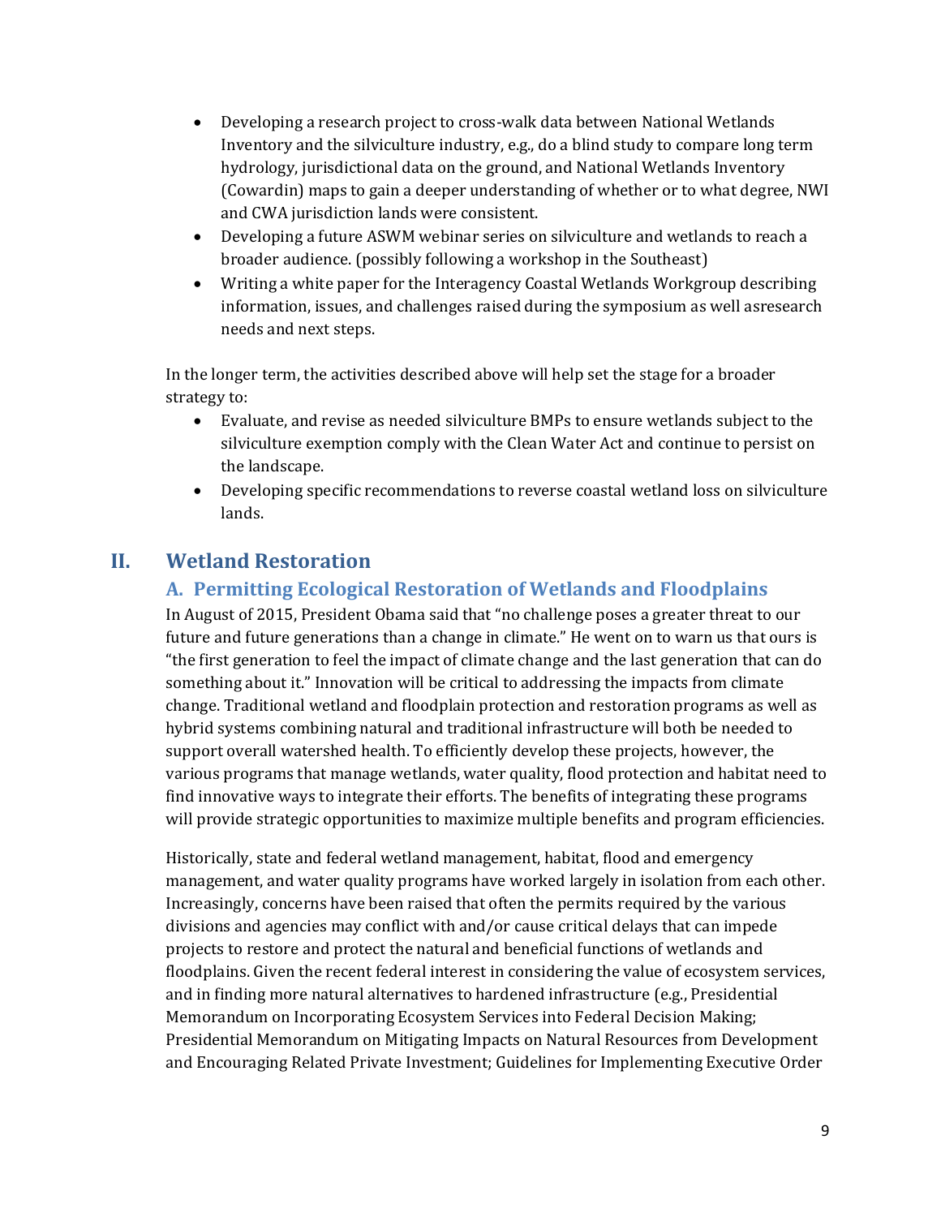- Developing a research project to cross-walk data between National Wetlands Inventory and the silviculture industry, e.g., do a blind study to compare long term hydrology, jurisdictional data on the ground, and National Wetlands Inventory (Cowardin) maps to gain a deeper understanding of whether or to what degree, NWI and CWA jurisdiction lands were consistent.
- Developing a future ASWM webinar series on silviculture and wetlands to reach a broader audience. (possibly following a workshop in the Southeast)
- Writing a white paper for the Interagency Coastal Wetlands Workgroup describing information, issues, and challenges raised during the symposium as well asresearch needs and next steps.

In the longer term, the activities described above will help set the stage for a broader strategy to:

- Evaluate, and revise as needed silviculture BMPs to ensure wetlands subject to the silviculture exemption comply with the Clean Water Act and continue to persist on the landscape.
- Developing specific recommendations to reverse coastal wetland loss on silviculture lands.

# II. Wetland Restoration

## A. Permitting Ecological Restoration of Wetlands and Floodplains

In August of 2015, President Obama said that "no challenge poses a greater threat to our future and future generations than a change in climate." He went on to warn us that ours is "the first generation to feel the impact of climate change and the last generation that can do something about it." Innovation will be critical to addressing the impacts from climate change. Traditional wetland and floodplain protection and restoration programs as well as hybrid systems combining natural and traditional infrastructure will both be needed to support overall watershed health. To efficiently develop these projects, however, the various programs that manage wetlands, water quality, flood protection and habitat need to find innovative ways to integrate their efforts. The benefits of integrating these programs will provide strategic opportunities to maximize multiple benefits and program efficiencies.

Historically, state and federal wetland management, habitat, flood and emergency management, and water quality programs have worked largely in isolation from each other. Increasingly, concerns have been raised that often the permits required by the various divisions and agencies may conflict with and/or cause critical delays that can impede projects to restore and protect the natural and beneficial functions of wetlands and floodplains. Given the recent federal interest in considering the value of ecosystem services, and in finding more natural alternatives to hardened infrastructure (e.g., Presidential Memorandum on Incorporating Ecosystem Services into Federal Decision Making; Presidential Memorandum on Mitigating Impacts on Natural Resources from Development and Encouraging Related Private Investment; Guidelines for Implementing Executive Order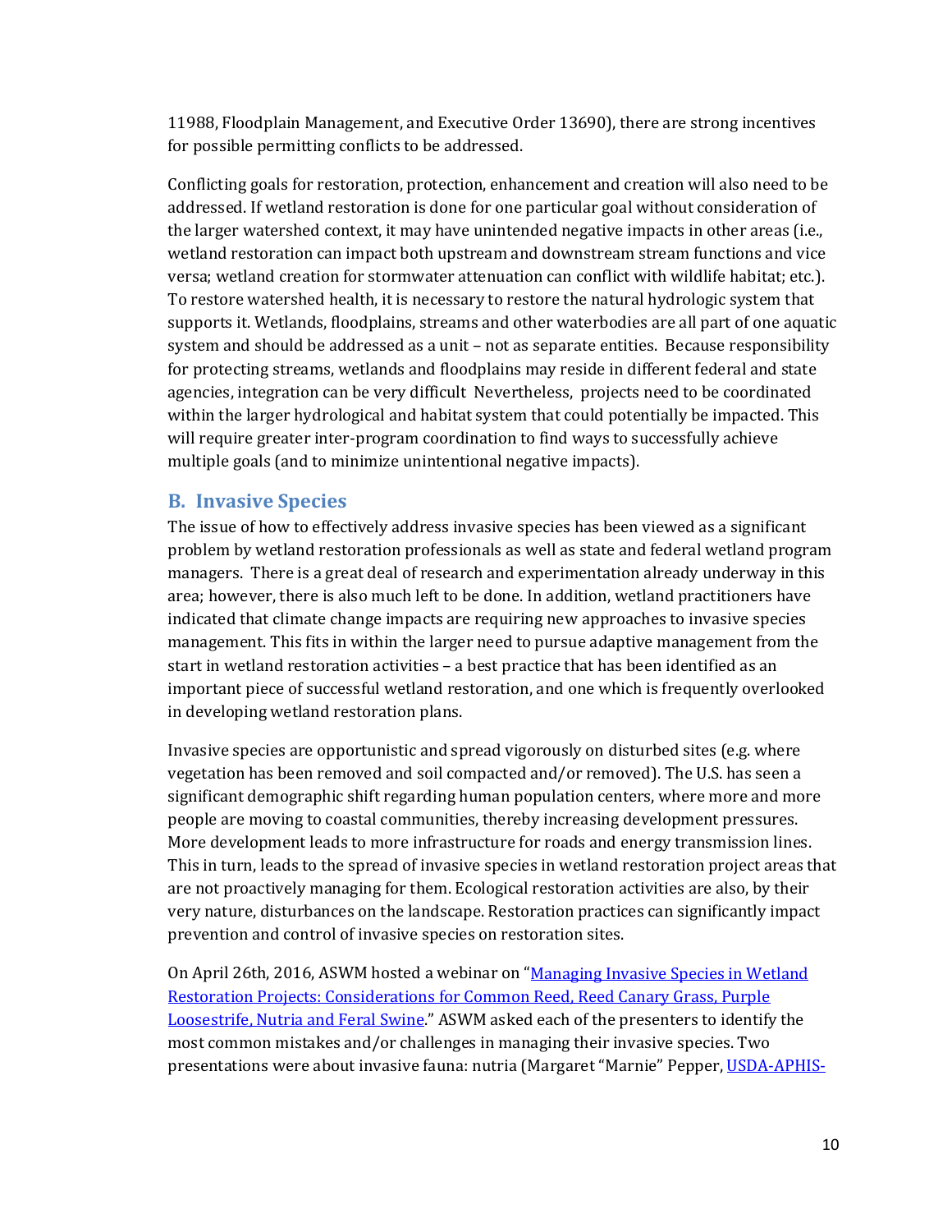11988, Floodplain Management, and Executive Order 13690), there are strong incentives for possible permitting conflicts to be addressed.

Conflicting goals for restoration, protection, enhancement and creation will also need to be addressed. If wetland restoration is done for one particular goal without consideration of the larger watershed context, it may have unintended negative impacts in other areas (i.e., wetland restoration can impact both upstream and downstream stream functions and vice versa; wetland creation for stormwater attenuation can conflict with wildlife habitat; etc.). To restore watershed health, it is necessary to restore the natural hydrologic system that supports it. Wetlands, floodplains, streams and other waterbodies are all part of one aquatic system and should be addressed as a unit – not as separate entities. Because responsibility for protecting streams, wetlands and floodplains may reside in different federal and state agencies, integration can be very difficult Nevertheless, projects need to be coordinated within the larger hydrological and habitat system that could potentially be impacted. This will require greater inter-program coordination to find ways to successfully achieve multiple goals (and to minimize unintentional negative impacts).

## B. Invasive Species

The issue of how to effectively address invasive species has been viewed as a significant problem by wetland restoration professionals as well as state and federal wetland program managers. There is a great deal of research and experimentation already underway in this area; however, there is also much left to be done. In addition, wetland practitioners have indicated that climate change impacts are requiring new approaches to invasive species management. This fits in within the larger need to pursue adaptive management from the start in wetland restoration activities – a best practice that has been identified as an important piece of successful wetland restoration, and one which is frequently overlooked in developing wetland restoration plans.

Invasive species are opportunistic and spread vigorously on disturbed sites (e.g. where vegetation has been removed and soil compacted and/or removed). The U.S. has seen a significant demographic shift regarding human population centers, where more and more people are moving to coastal communities, thereby increasing development pressures. More development leads to more infrastructure for roads and energy transmission lines. This in turn, leads to the spread of invasive species in wetland restoration project areas that are not proactively managing for them. Ecological restoration activities are also, by their very nature, disturbances on the landscape. Restoration practices can significantly impact prevention and control of invasive species on restoration sites.

On April 26th, 2016, ASWM hosted a webinar on "Managing Invasive Species in Wetland Restoration Projects: Considerations for Common Reed, Reed Canary Grass, Purple Loosestrife, Nutria and Feral Swine." ASWM asked each of the presenters to identify the most common mistakes and/or challenges in managing their invasive species. Two presentations were about invasive fauna: nutria (Margaret "Marnie" Pepper, USDA-APHIS-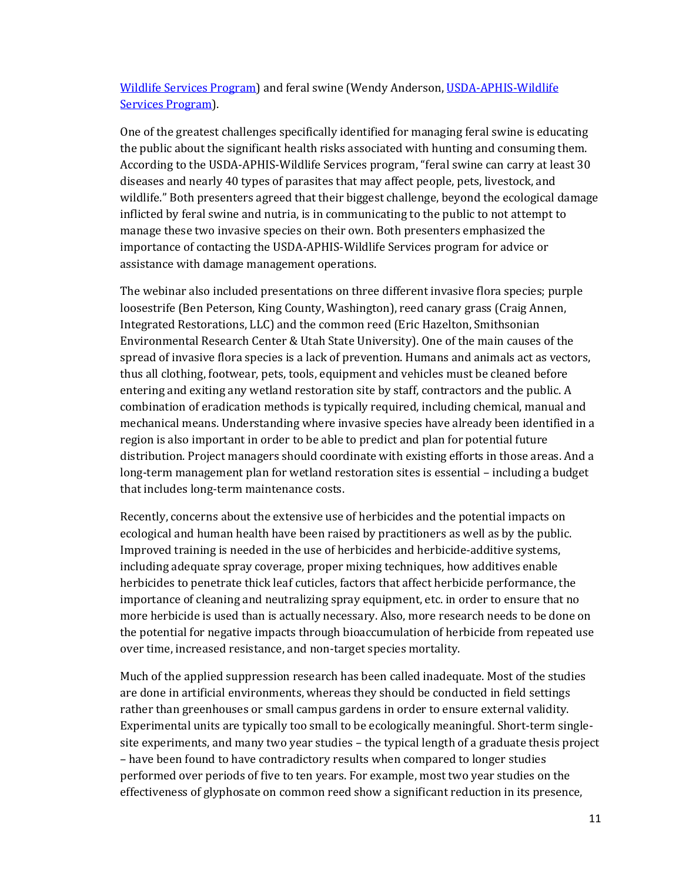[Wildlife Services Program](#)) and feral swine (Wendy Anderson, [USDA-APHIS-Wildlife Services Program](#)).

One of the greatest challenges specifically identified for managing feral swine is educating the public about the significant health risks associated with hunting and consuming them. According to the USDA-APHIS-Wildlife Services program, "feral swine can carry at least 30 diseases and nearly 40 types of parasites that may affect people, pets, livestock, and wildlife." Both presenters agreed that their biggest challenge, beyond the ecological damage inflicted by feral swine and nutria, is in communicating to the public to not attempt to manage these two invasive species on their own. Both presenters emphasized the importance of contacting the USDA-APHIS-Wildlife Services program for advice or assistance with damage management operations.

The webinar also included presentations on three different invasive flora species; purple loosestrife (Ben Peterson, King County, Washington), reed canary grass (Craig Annen, Integrated Restorations, LLC) and the common reed (Eric Hazelton, Smithsonian Environmental Research Center & Utah State University). One of the main causes of the spread of invasive flora species is a lack of prevention. Humans and animals act as vectors, thus all clothing, footwear, pets, tools, equipment and vehicles must be cleaned before entering and exiting any wetland restoration site by staff, contractors and the public. A combination of eradication methods is typically required, including chemical, manual and mechanical means. Understanding where invasive species have already been identified in a region is also important in order to be able to predict and plan for potential future distribution. Project managers should coordinate with existing efforts in those areas. And a long-term management plan for wetland restoration sites is essential – including a budget that includes long-term maintenance costs.

Recently, concerns about the extensive use of herbicides and the potential impacts on ecological and human health have been raised by practitioners as well as by the public. Improved training is needed in the use of herbicides and herbicide-additive systems, including adequate spray coverage, proper mixing techniques, how additives enable herbicides to penetrate thick leaf cuticles, factors that affect herbicide performance, the importance of cleaning and neutralizing spray equipment, etc. in order to ensure that no more herbicide is used than is actually necessary. Also, more research needs to be done on the potential for negative impacts through bioaccumulation of herbicide from repeated use over time, increased resistance, and non-target species mortality.

Much of the applied suppression research has been called inadequate. Most of the studies are done in artificial environments, whereas they should be conducted in field settings rather than greenhouses or small campus gardens in order to ensure external validity. Experimental units are typically too small to be ecologically meaningful. Short-term single-site experiments, and many two year studies – the typical length of a graduate thesis project – have been found to have contradictory results when compared to longer studies performed over periods of five to ten years. For example, most two year studies on the effectiveness of glyphosate on common reed show a significant reduction in its presence,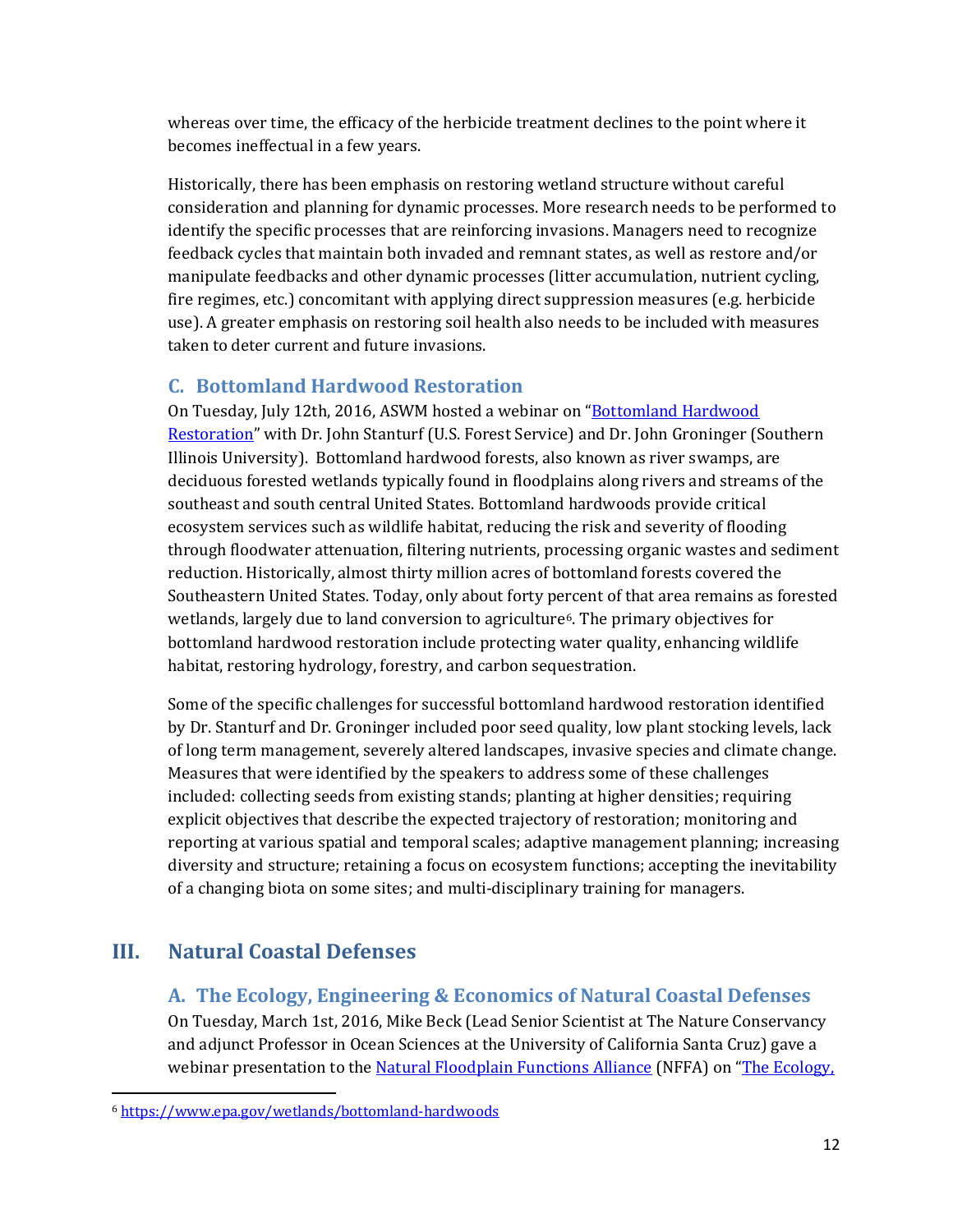whereas over time, the efficacy of the herbicide treatment declines to the point where it becomes ineffectual in a few years.

Historically, there has been emphasis on restoring wetland structure without careful consideration and planning for dynamic processes. More research needs to be performed to identify the specific processes that are reinforcing invasions. Managers need to recognize feedback cycles that maintain both invaded and remnant states, as well as restore and/or manipulate feedbacks and other dynamic processes (litter accumulation, nutrient cycling, fire regimes, etc.) concomitant with applying direct suppression measures (e.g. herbicide use). A greater emphasis on restoring soil health also needs to be included with measures taken to deter current and future invasions.

### C. Bottomland Hardwood Restoration

On Tuesday, July 12th, 2016, ASWM hosted a webinar on "Bottomland Hardwood Restoration" with Dr. John Stanturf (U.S. Forest Service) and Dr. John Groninger (Southern Illinois University). Bottomland hardwood forests, also known as river swamps, are deciduous forested wetlands typically found in floodplains along rivers and streams of the southeast and south central United States. Bottomland hardwoods provide critical ecosystem services such as wildlife habitat, reducing the risk and severity of flooding through floodwater attenuation, filtering nutrients, processing organic wastes and sediment reduction. Historically, almost thirty million acres of bottomland forests covered the Southeastern United States. Today, only about forty percent of that area remains as forested wetlands, largely due to land conversion to agriculture[6]. The primary objectives for bottomland hardwood restoration include protecting water quality, enhancing wildlife habitat, restoring hydrology, forestry, and carbon sequestration.

Some of the specific challenges for successful bottomland hardwood restoration identified by Dr. Stanturf and Dr. Groninger included poor seed quality, low plant stocking levels, lack of long term management, severely altered landscapes, invasive species and climate change. Measures that were identified by the speakers to address some of these challenges included: collecting seeds from existing stands; planting at higher densities; requiring explicit objectives that describe the expected trajectory of restoration; monitoring and reporting at various spatial and temporal scales; adaptive management planning; increasing diversity and structure; retaining a focus on ecosystem functions; accepting the inevitability of a changing biota on some sites; and multi-disciplinary training for managers.

## III. Natural Coastal Defenses

### A. The Ecology, Engineering & Economics of Natural Coastal Defenses

On Tuesday, March 1st, 2016, Mike Beck (Lead Senior Scientist at The Nature Conservancy and adjunct Professor in Ocean Sciences at the University of California Santa Cruz) gave a webinar presentation to the Natural Floodplain Functions Alliance (NFFA) on "The Ecology,

[6] https://www.epa.gov/wetlands/bottomland-hardwoods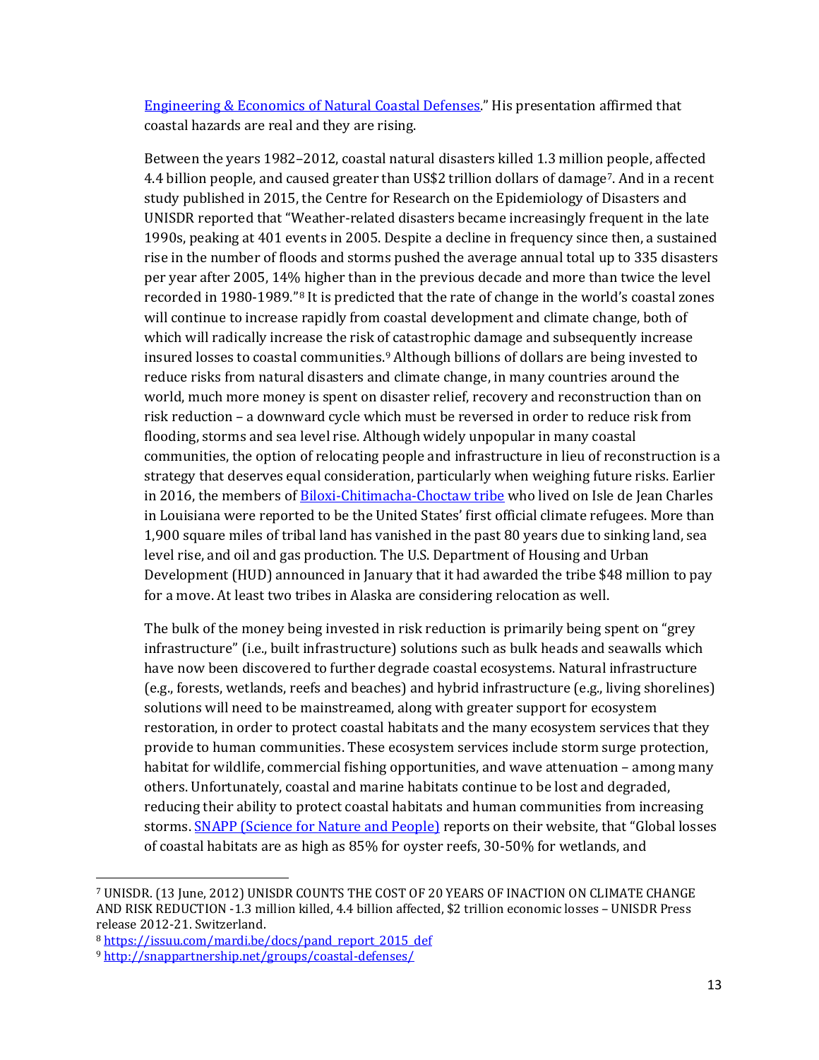[Engineering & Economics of Natural Coastal Defenses](#)." His presentation affirmed that coastal hazards are real and they are rising.

Between the years 1982–2012, coastal natural disasters killed 1.3 million people, affected 4.4 billion people, and caused greater than US$2 trillion dollars of damage[7]. And in a recent study published in 2015, the Centre for Research on the Epidemiology of Disasters and UNISDR reported that "Weather-related disasters became increasingly frequent in the late 1990s, peaking at 401 events in 2005. Despite a decline in frequency since then, a sustained rise in the number of floods and storms pushed the average annual total up to 335 disasters per year after 2005, 14% higher than in the previous decade and more than twice the level recorded in 1980-1989."[8] It is predicted that the rate of change in the world's coastal zones will continue to increase rapidly from coastal development and climate change, both of which will radically increase the risk of catastrophic damage and subsequently increase insured losses to coastal communities.[9] Although billions of dollars are being invested to reduce risks from natural disasters and climate change, in many countries around the world, much more money is spent on disaster relief, recovery and reconstruction than on risk reduction – a downward cycle which must be reversed in order to reduce risk from flooding, storms and sea level rise. Although widely unpopular in many coastal communities, the option of relocating people and infrastructure in lieu of reconstruction is a strategy that deserves equal consideration, particularly when weighing future risks. Earlier in 2016, the members of [Biloxi-Chitimacha-Choctaw tribe](#) who lived on Isle de Jean Charles in Louisiana were reported to be the United States' first official climate refugees. More than 1,900 square miles of tribal land has vanished in the past 80 years due to sinking land, sea level rise, and oil and gas production. The U.S. Department of Housing and Urban Development (HUD) announced in January that it had awarded the tribe $48 million to pay for a move. At least two tribes in Alaska are considering relocation as well.

The bulk of the money being invested in risk reduction is primarily being spent on "grey infrastructure" (i.e., built infrastructure) solutions such as bulk heads and seawalls which have now been discovered to further degrade coastal ecosystems. Natural infrastructure (e.g., forests, wetlands, reefs and beaches) and hybrid infrastructure (e.g., living shorelines) solutions will need to be mainstreamed, along with greater support for ecosystem restoration, in order to protect coastal habitats and the many ecosystem services that they provide to human communities. These ecosystem services include storm surge protection, habitat for wildlife, commercial fishing opportunities, and wave attenuation – among many others. Unfortunately, coastal and marine habitats continue to be lost and degraded, reducing their ability to protect coastal habitats and human communities from increasing storms. [SNAPP (Science for Nature and People)](#) reports on their website, that "Global losses of coastal habitats are as high as 85% for oyster reefs, 30-50% for wetlands, and

---

[7] UNISDR. (13 June, 2012) UNISDR COUNTS THE COST OF 20 YEARS OF INACTION ON CLIMATE CHANGE AND RISK REDUCTION -1.3 million killed, 4.4 billion affected, $2 trillion economic losses – UNISDR Press release 2012-21. Switzerland.

[8] https://issuu.com/mardi.be/docs/pand_report_2015_def

[9] http://snappartnership.net/groups/coastal-defenses/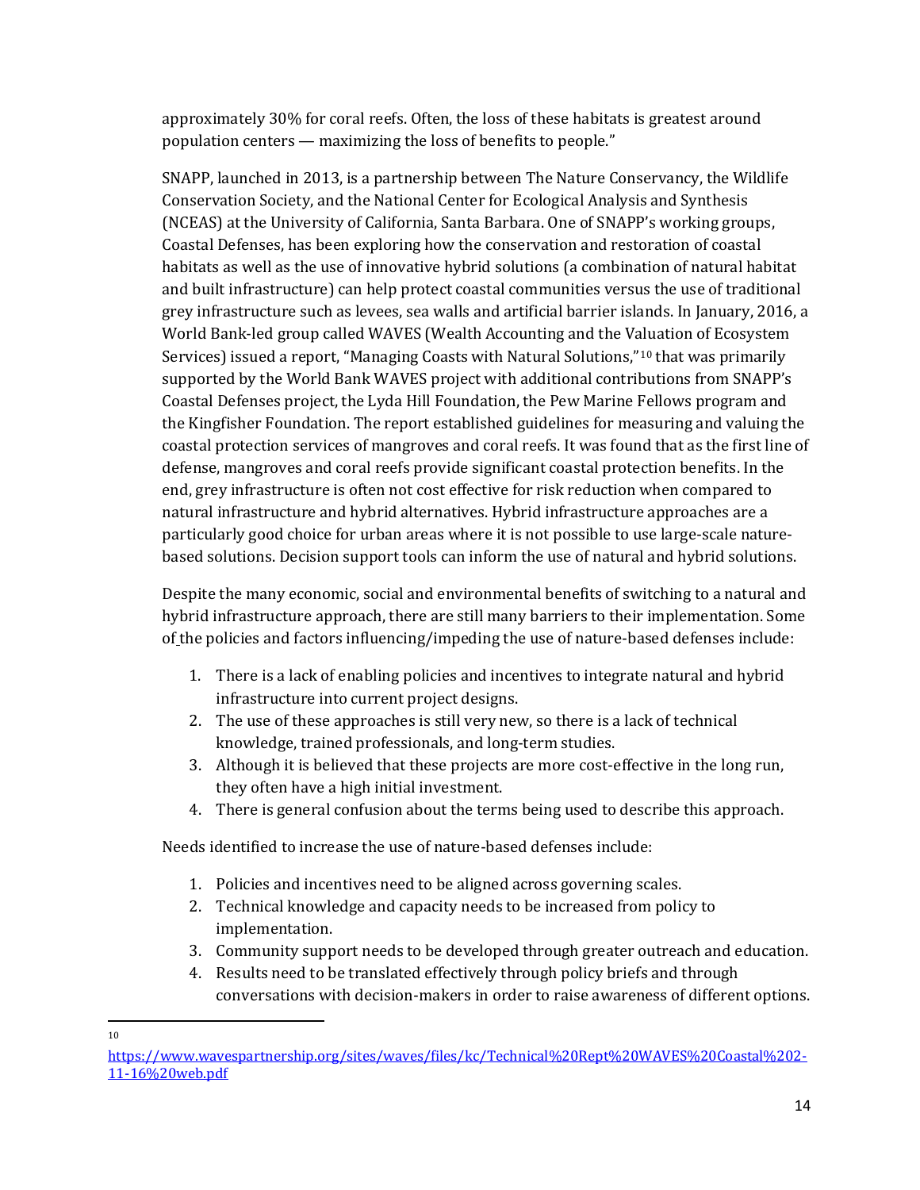approximately 30% for coral reefs. Often, the loss of these habitats is greatest around population centers — maximizing the loss of benefits to people."

SNAPP, launched in 2013, is a partnership between The Nature Conservancy, the Wildlife Conservation Society, and the National Center for Ecological Analysis and Synthesis (NCEAS) at the University of California, Santa Barbara. One of SNAPP's working groups, Coastal Defenses, has been exploring how the conservation and restoration of coastal habitats as well as the use of innovative hybrid solutions (a combination of natural habitat and built infrastructure) can help protect coastal communities versus the use of traditional grey infrastructure such as levees, sea walls and artificial barrier islands. In January, 2016, a World Bank-led group called WAVES (Wealth Accounting and the Valuation of Ecosystem Services) issued a report, "Managing Coasts with Natural Solutions,"[10] that was primarily supported by the World Bank WAVES project with additional contributions from SNAPP's Coastal Defenses project, the Lyda Hill Foundation, the Pew Marine Fellows program and the Kingfisher Foundation. The report established guidelines for measuring and valuing the coastal protection services of mangroves and coral reefs. It was found that as the first line of defense, mangroves and coral reefs provide significant coastal protection benefits. In the end, grey infrastructure is often not cost effective for risk reduction when compared to natural infrastructure and hybrid alternatives. Hybrid infrastructure approaches are a particularly good choice for urban areas where it is not possible to use large-scale nature-based solutions. Decision support tools can inform the use of natural and hybrid solutions.

Despite the many economic, social and environmental benefits of switching to a natural and hybrid infrastructure approach, there are still many barriers to their implementation. Some of the policies and factors influencing/impeding the use of nature-based defenses include:

1. There is a lack of enabling policies and incentives to integrate natural and hybrid infrastructure into current project designs.
2. The use of these approaches is still very new, so there is a lack of technical knowledge, trained professionals, and long-term studies.
3. Although it is believed that these projects are more cost-effective in the long run, they often have a high initial investment.
4. There is general confusion about the terms being used to describe this approach.

Needs identified to increase the use of nature-based defenses include:

1. Policies and incentives need to be aligned across governing scales.
2. Technical knowledge and capacity needs to be increased from policy to implementation.
3. Community support needs to be developed through greater outreach and education.
4. Results need to be translated effectively through policy briefs and through conversations with decision-makers in order to raise awareness of different options.

---

[10] https://www.wavespartnership.org/sites/waves/files/kc/Technical%20Rept%20WAVES%20Coastal%202-11-16%20web.pdf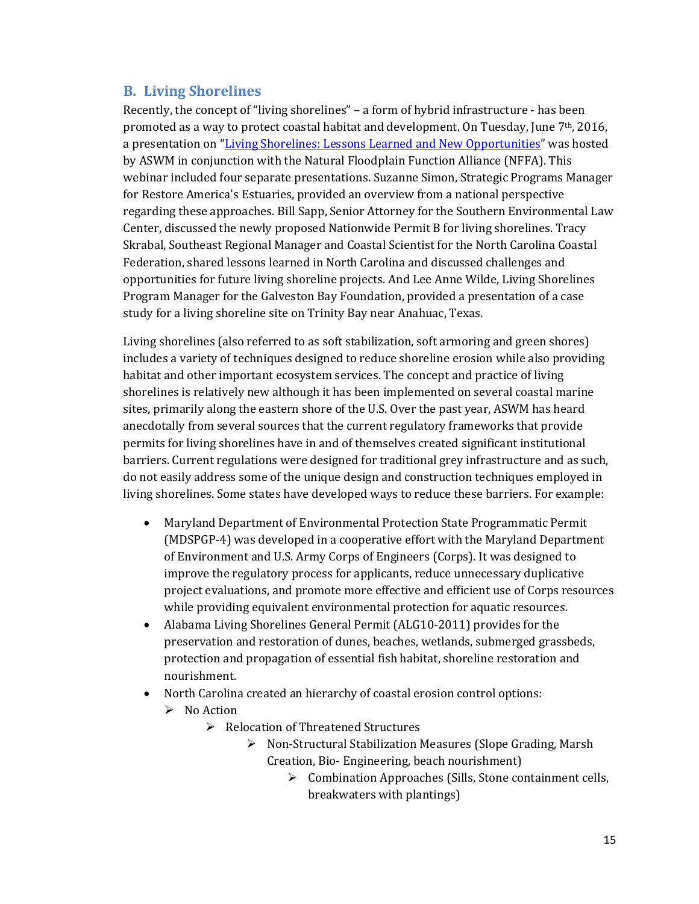## B. Living Shorelines

Recently, the concept of "living shorelines" – a form of hybrid infrastructure - has been promoted as a way to protect coastal habitat and development. On Tuesday, June 7th, 2016, a presentation on "[Living Shorelines: Lessons Learned and New Opportunities]" was hosted by ASWM in conjunction with the Natural Floodplain Function Alliance (NFFA). This webinar included four separate presentations. Suzanne Simon, Strategic Programs Manager for Restore America's Estuaries, provided an overview from a national perspective regarding these approaches. Bill Sapp, Senior Attorney for the Southern Environmental Law Center, discussed the newly proposed Nationwide Permit B for living shorelines. Tracy Skrabal, Southeast Regional Manager and Coastal Scientist for the North Carolina Coastal Federation, shared lessons learned in North Carolina and discussed challenges and opportunities for future living shoreline projects. And Lee Anne Wilde, Living Shorelines Program Manager for the Galveston Bay Foundation, provided a presentation of a case study for a living shoreline site on Trinity Bay near Anahuac, Texas.

Living shorelines (also referred to as soft stabilization, soft armoring and green shores) includes a variety of techniques designed to reduce shoreline erosion while also providing habitat and other important ecosystem services. The concept and practice of living shorelines is relatively new although it has been implemented on several coastal marine sites, primarily along the eastern shore of the U.S. Over the past year, ASWM has heard anecdotally from several sources that the current regulatory frameworks that provide permits for living shorelines have in and of themselves created significant institutional barriers. Current regulations were designed for traditional grey infrastructure and as such, do not easily address some of the unique design and construction techniques employed in living shorelines. Some states have developed ways to reduce these barriers. For example:

- Maryland Department of Environmental Protection State Programmatic Permit (MDSPGP-4) was developed in a cooperative effort with the Maryland Department of Environment and U.S. Army Corps of Engineers (Corps). It was designed to improve the regulatory process for applicants, reduce unnecessary duplicative project evaluations, and promote more effective and efficient use of Corps resources while providing equivalent environmental protection for aquatic resources.
- Alabama Living Shorelines General Permit (ALG10-2011) provides for the preservation and restoration of dunes, beaches, wetlands, submerged grassbeds, protection and propagation of essential fish habitat, shoreline restoration and nourishment.
- North Carolina created an hierarchy of coastal erosion control options:
  - No Action
    - Relocation of Threatened Structures
      - Non-Structural Stabilization Measures (Slope Grading, Marsh Creation, Bio- Engineering, beach nourishment)
        - Combination Approaches (Sills, Stone containment cells, breakwaters with plantings)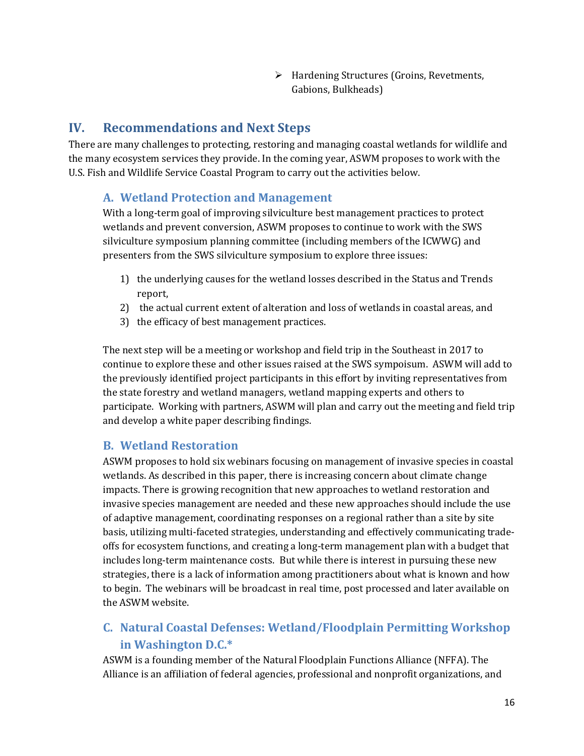- Hardening Structures (Groins, Revetments, Gabions, Bulkheads)

## IV. Recommendations and Next Steps

There are many challenges to protecting, restoring and managing coastal wetlands for wildlife and the many ecosystem services they provide. In the coming year, ASWM proposes to work with the U.S. Fish and Wildlife Service Coastal Program to carry out the activities below.

### A. Wetland Protection and Management

With a long-term goal of improving silviculture best management practices to protect wetlands and prevent conversion, ASWM proposes to continue to work with the SWS silviculture symposium planning committee (including members of the ICWWG) and presenters from the SWS silviculture symposium to explore three issues:

1) the underlying causes for the wetland losses described in the Status and Trends report,
2) the actual current extent of alteration and loss of wetlands in coastal areas, and
3) the efficacy of best management practices.

The next step will be a meeting or workshop and field trip in the Southeast in 2017 to continue to explore these and other issues raised at the SWS sympoisum. ASWM will add to the previously identified project participants in this effort by inviting representatives from the state forestry and wetland managers, wetland mapping experts and others to participate. Working with partners, ASWM will plan and carry out the meeting and field trip and develop a white paper describing findings.

### B. Wetland Restoration

ASWM proposes to hold six webinars focusing on management of invasive species in coastal wetlands. As described in this paper, there is increasing concern about climate change impacts. There is growing recognition that new approaches to wetland restoration and invasive species management are needed and these new approaches should include the use of adaptive management, coordinating responses on a regional rather than a site by site basis, utilizing multi-faceted strategies, understanding and effectively communicating trade-offs for ecosystem functions, and creating a long-term management plan with a budget that includes long-term maintenance costs. But while there is interest in pursuing these new strategies, there is a lack of information among practitioners about what is known and how to begin. The webinars will be broadcast in real time, post processed and later available on the ASWM website.

### C. Natural Coastal Defenses: Wetland/Floodplain Permitting Workshop in Washington D.C.*

ASWM is a founding member of the Natural Floodplain Functions Alliance (NFFA). The Alliance is an affiliation of federal agencies, professional and nonprofit organizations, and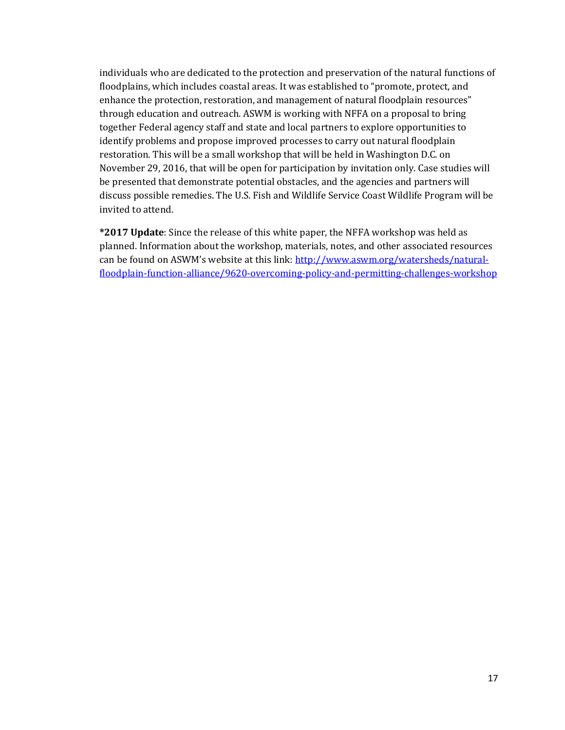individuals who are dedicated to the protection and preservation of the natural functions of floodplains, which includes coastal areas. It was established to "promote, protect, and enhance the protection, restoration, and management of natural floodplain resources" through education and outreach. ASWM is working with NFFA on a proposal to bring together Federal agency staff and state and local partners to explore opportunities to identify problems and propose improved processes to carry out natural floodplain restoration. This will be a small workshop that will be held in Washington D.C. on November 29, 2016, that will be open for participation by invitation only. Case studies will be presented that demonstrate potential obstacles, and the agencies and partners will discuss possible remedies. The U.S. Fish and Wildlife Service Coast Wildlife Program will be invited to attend.

***2017 Update**: Since the release of this white paper, the NFFA workshop was held as planned. Information about the workshop, materials, notes, and other associated resources can be found on ASWM's website at this link: [http://www.aswm.org/watersheds/natural-floodplain-function-alliance/9620-overcoming-policy-and-permitting-challenges-workshop](http://www.aswm.org/watersheds/natural-floodplain-function-alliance/9620-overcoming-policy-and-permitting-challenges-workshop)